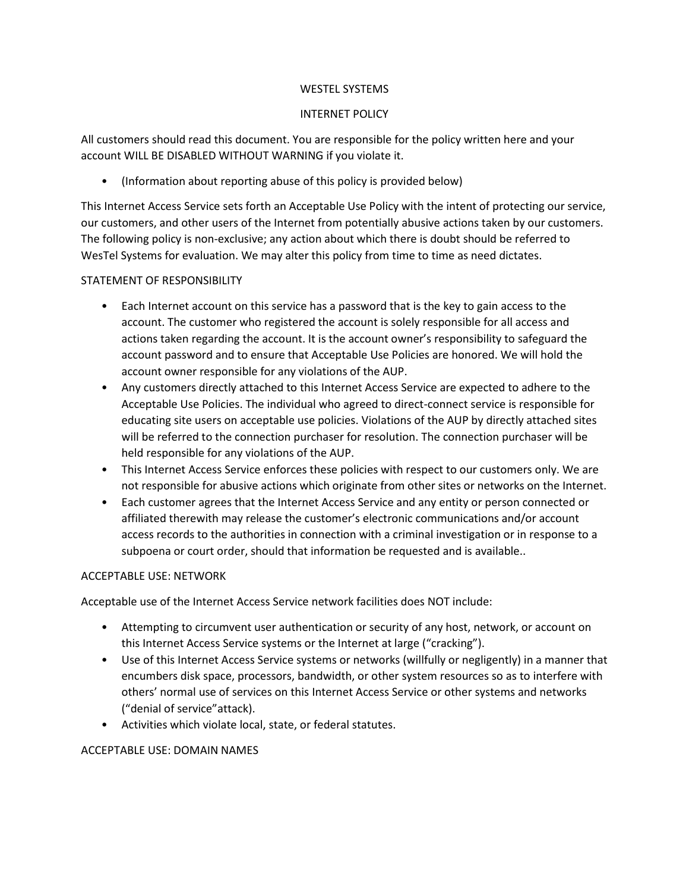# WESTEL SYSTEMS

## INTERNET POLICY

All customers should read this document. You are responsible for the policy written here and your account WILL BE DISABLED WITHOUT WARNING if you violate it.

- (Information about reporting abuse of this policy is provided below)

This Internet Access Service sets forth an Acceptable Use Policy with the intent of protecting our service, our customers, and other users of the Internet from potentially abusive actions taken by our customers. The following policy is non-exclusive; any action about which there is doubt should be referred to WesTel Systems for evaluation. We may alter this policy from time to time as need dictates.

### STATEMENT OF RESPONSIBILITY

- Each Internet account on this service has a password that is the key to gain access to the account. The customer who registered the account is solely responsible for all access and actions taken regarding the account. It is the account owner's responsibility to safeguard the account password and to ensure that Acceptable Use Policies are honored. We will hold the account owner responsible for any violations of the AUP.
- Any customers directly attached to this Internet Access Service are expected to adhere to the Acceptable Use Policies. The individual who agreed to direct-connect service is responsible for educating site users on acceptable use policies. Violations of the AUP by directly attached sites will be referred to the connection purchaser for resolution. The connection purchaser will be held responsible for any violations of the AUP.
- This Internet Access Service enforces these policies with respect to our customers only. We are not responsible for abusive actions which originate from other sites or networks on the Internet.
- Each customer agrees that the Internet Access Service and any entity or person connected or affiliated therewith may release the customer's electronic communications and/or account access records to the authorities in connection with a criminal investigation or in response to a subpoena or court order, should that information be requested and is available..

### ACCEPTABLE USE: NETWORK

Acceptable use of the Internet Access Service network facilities does NOT include:

- Attempting to circumvent user authentication or security of any host, network, or account on this Internet Access Service systems or the Internet at large ("cracking").
- Use of this Internet Access Service systems or networks (willfully or negligently) in a manner that encumbers disk space, processors, bandwidth, or other system resources so as to interfere with others' normal use of services on this Internet Access Service or other systems and networks ("denial of service"attack).
- Activities which violate local, state, or federal statutes.

### ACCEPTABLE USE: DOMAIN NAMES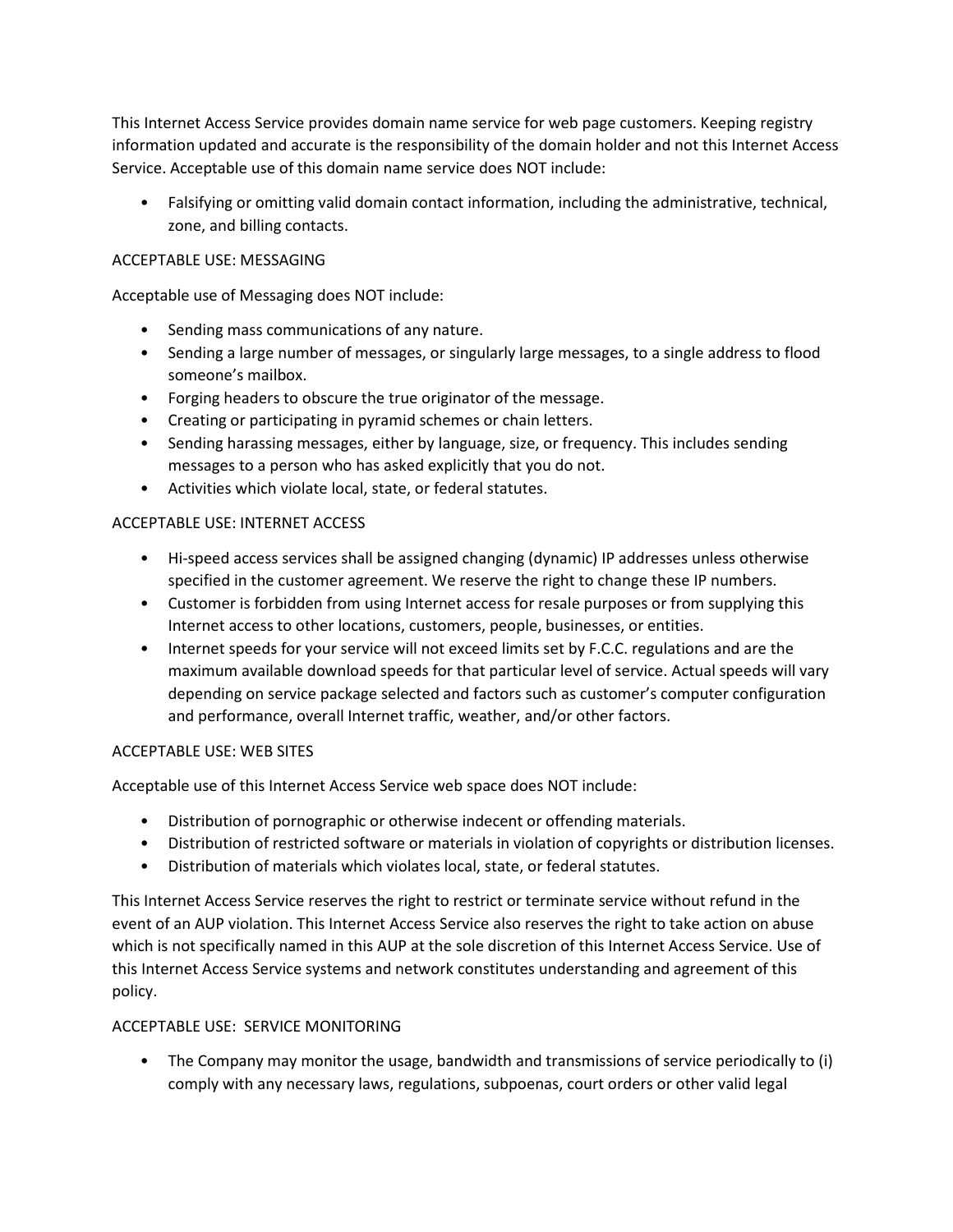This Internet Access Service provides domain name service for web page customers. Keeping registry information updated and accurate is the responsibility of the domain holder and not this Internet Access Service. Acceptable use of this domain name service does NOT include:

- Falsifying or omitting valid domain contact information, including the administrative, technical, zone, and billing contacts.

ACCEPTABLE USE: MESSAGING

Acceptable use of Messaging does NOT include:

- Sending mass communications of any nature.
- Sending a large number of messages, or singularly large messages, to a single address to flood someone's mailbox.
- Forging headers to obscure the true originator of the message.
- Creating or participating in pyramid schemes or chain letters.
- Sending harassing messages, either by language, size, or frequency. This includes sending messages to a person who has asked explicitly that you do not.
- Activities which violate local, state, or federal statutes.

ACCEPTABLE USE: INTERNET ACCESS

- Hi-speed access services shall be assigned changing (dynamic) IP addresses unless otherwise specified in the customer agreement. We reserve the right to change these IP numbers.
- Customer is forbidden from using Internet access for resale purposes or from supplying this Internet access to other locations, customers, people, businesses, or entities.
- Internet speeds for your service will not exceed limits set by F.C.C. regulations and are the maximum available download speeds for that particular level of service. Actual speeds will vary depending on service package selected and factors such as customer's computer configuration and performance, overall Internet traffic, weather, and/or other factors.

ACCEPTABLE USE: WEB SITES

Acceptable use of this Internet Access Service web space does NOT include:

- Distribution of pornographic or otherwise indecent or offending materials.
- Distribution of restricted software or materials in violation of copyrights or distribution licenses.
- Distribution of materials which violates local, state, or federal statutes.

This Internet Access Service reserves the right to restrict or terminate service without refund in the event of an AUP violation. This Internet Access Service also reserves the right to take action on abuse which is not specifically named in this AUP at the sole discretion of this Internet Access Service. Use of this Internet Access Service systems and network constitutes understanding and agreement of this policy.

ACCEPTABLE USE: SERVICE MONITORING

- The Company may monitor the usage, bandwidth and transmissions of service periodically to (i) comply with any necessary laws, regulations, subpoenas, court orders or other valid legal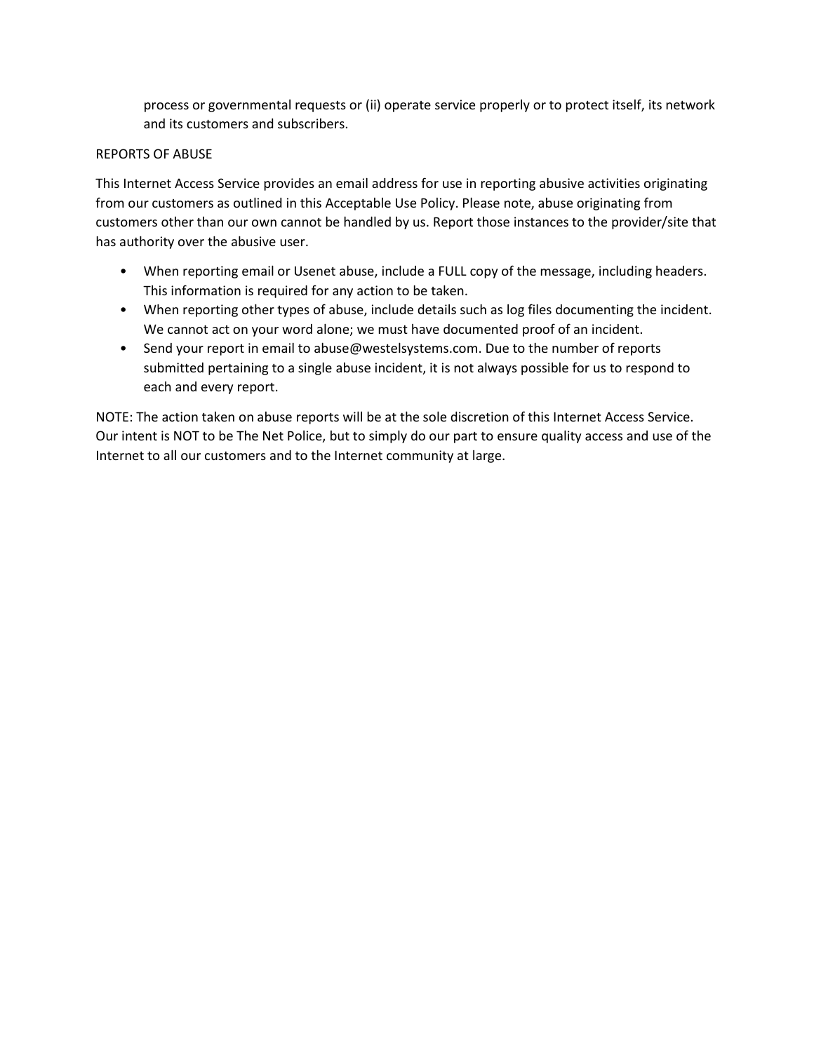process or governmental requests or (ii) operate service properly or to protect itself, its network and its customers and subscribers.

## REPORTS OF ABUSE

This Internet Access Service provides an email address for use in reporting abusive activities originating from our customers as outlined in this Acceptable Use Policy. Please note, abuse originating from customers other than our own cannot be handled by us. Report those instances to the provider/site that has authority over the abusive user.

- When reporting email or Usenet abuse, include a FULL copy of the message, including headers. This information is required for any action to be taken.
- When reporting other types of abuse, include details such as log files documenting the incident. We cannot act on your word alone; we must have documented proof of an incident.
- Send your report in email to abuse@westelsystems.com. Due to the number of reports submitted pertaining to a single abuse incident, it is not always possible for us to respond to each and every report.

NOTE: The action taken on abuse reports will be at the sole discretion of this Internet Access Service. Our intent is NOT to be The Net Police, but to simply do our part to ensure quality access and use of the Internet to all our customers and to the Internet community at large.